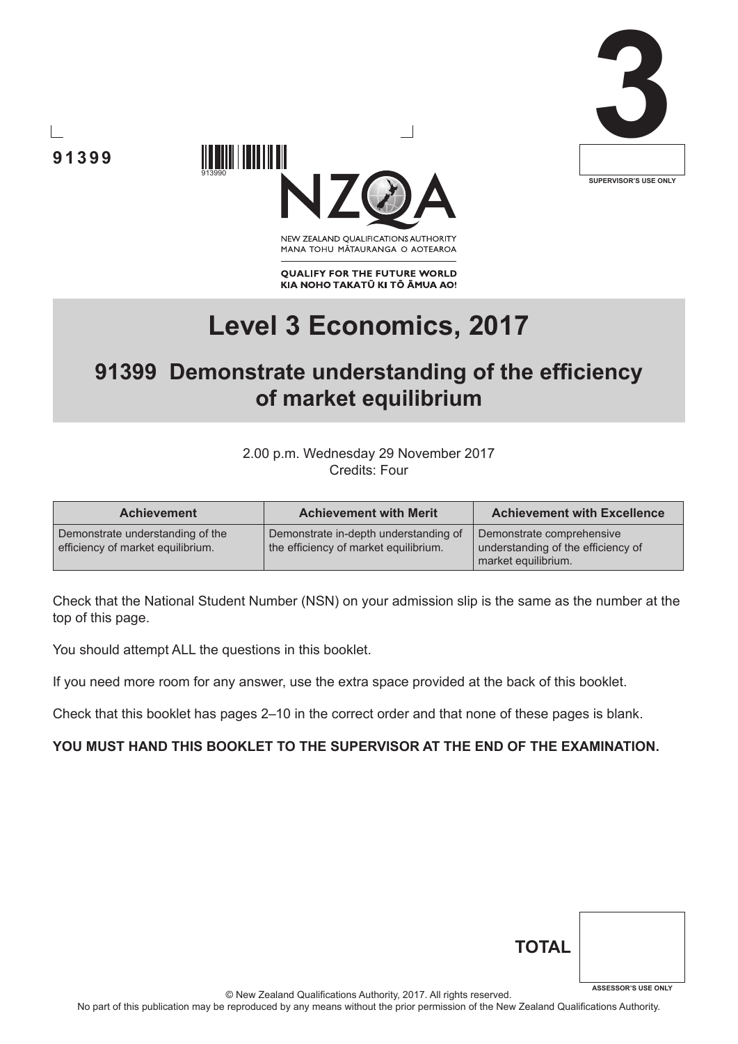91399

913990

3

SUPERVISOR'S USE ONLY

NEW ZEALAND QUALIFICATIONS AUTHORITY
MANA TOHU MĀTAURANGA O AOTEAROA

QUALIFY FOR THE FUTURE WORLD
KIA NOHO TAKATŪ KI TŌ ĀMUA AO!

# Level 3 Economics, 2017

## 91399 Demonstrate understanding of the efficiency of market equilibrium

2.00 p.m. Wednesday 29 November 2017
Credits: Four

| Achievement | Achievement with Merit | Achievement with Excellence |
|---|---|---|
| Demonstrate understanding of the efficiency of market equilibrium. | Demonstrate in-depth understanding of the efficiency of market equilibrium. | Demonstrate comprehensive understanding of the efficiency of market equilibrium. |

Check that the National Student Number (NSN) on your admission slip is the same as the number at the top of this page.

You should attempt ALL the questions in this booklet.

If you need more room for any answer, use the extra space provided at the back of this booklet.

Check that this booklet has pages 2–10 in the correct order and that none of these pages is blank.

**YOU MUST HAND THIS BOOKLET TO THE SUPERVISOR AT THE END OF THE EXAMINATION.**

**TOTAL**

ASSESSOR'S USE ONLY

© New Zealand Qualifications Authority, 2017. All rights reserved.
No part of this publication may be reproduced by any means without the prior permission of the New Zealand Qualifications Authority.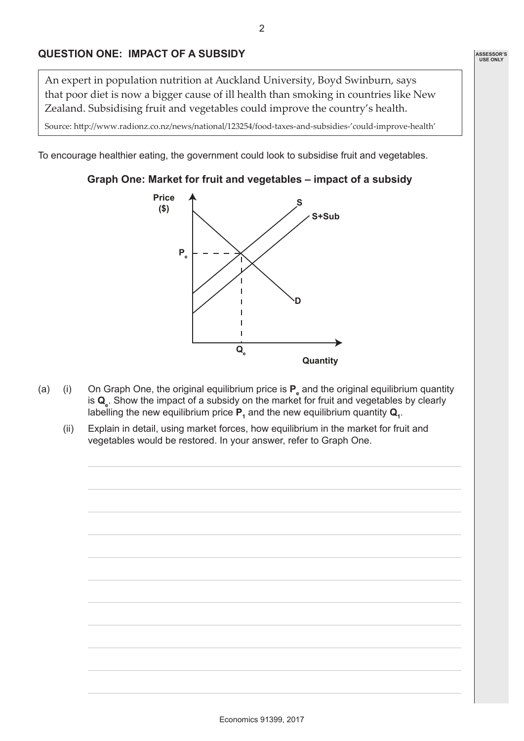## QUESTION ONE: IMPACT OF A SUBSIDY

> An expert in population nutrition at Auckland University, Boyd Swinburn, says that poor diet is now a bigger cause of ill health than smoking in countries like New Zealand. Subsidising fruit and vegetables could improve the country's health.
>
> Source: http://www.radionz.co.nz/news/national/123254/food-taxes-and-subsidies-'could-improve-health'

To encourage healthier eating, the government could look to subsidise fruit and vegetables.

**Graph One: Market for fruit and vegetables – impact of a subsidy**

Price ($)

S

S+Sub

$P_e$

D

$Q_e$

Quantity

(a) (i) On Graph One, the original equilibrium price is $\mathbf{P_e}$ and the original equilibrium quantity is $\mathbf{Q_e}$. Show the impact of a subsidy on the market for fruit and vegetables by clearly labelling the new equilibrium price $\mathbf{P_1}$ and the new equilibrium quantity $\mathbf{Q_1}$.

(ii) Explain in detail, using market forces, how equilibrium in the market for fruit and vegetables would be restored. In your answer, refer to Graph One.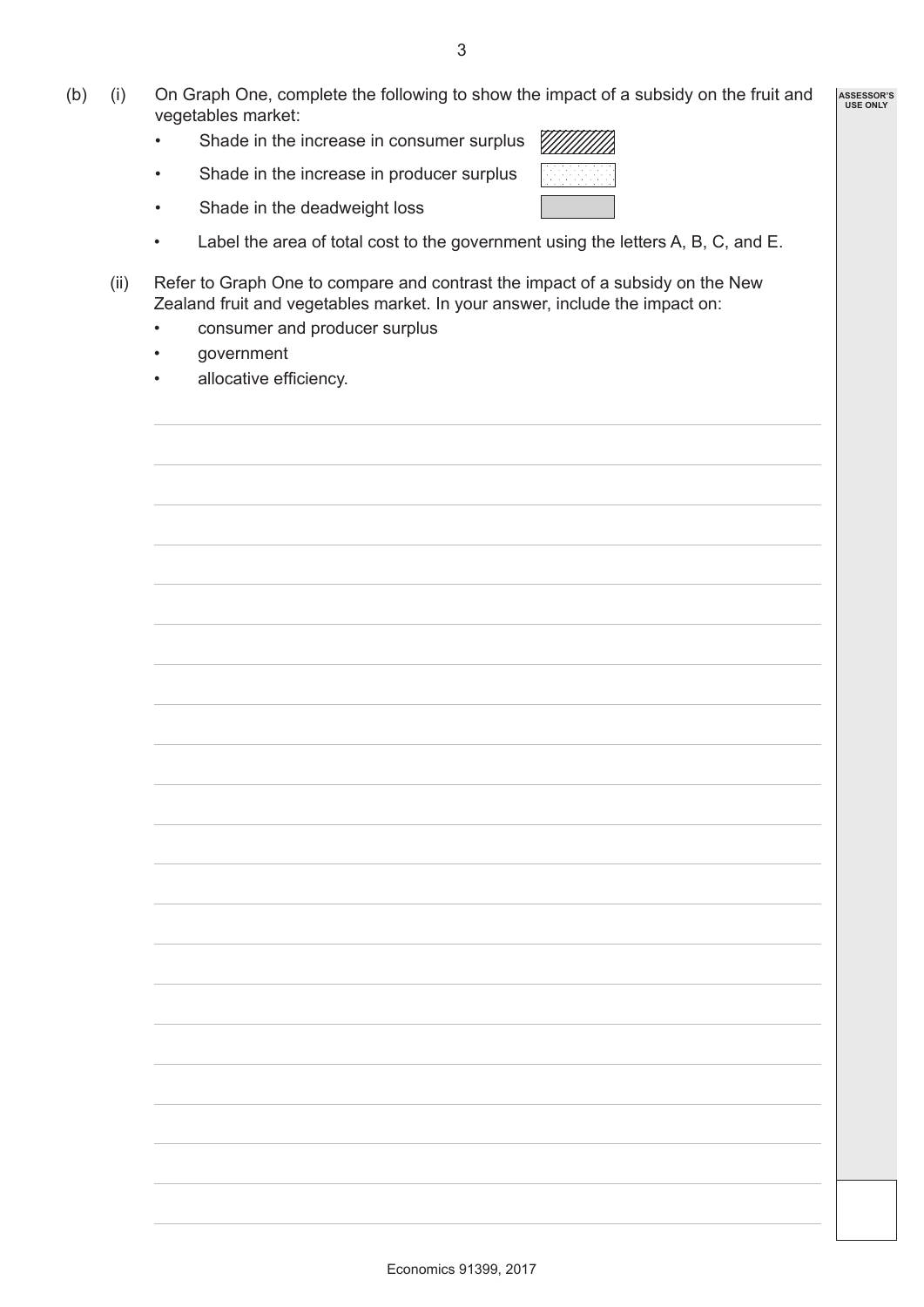(b) (i) On Graph One, complete the following to show the impact of a subsidy on the fruit and vegetables market:

- Shade in the increase in consumer surplus
- Shade in the increase in producer surplus
- Shade in the deadweight loss
- Label the area of total cost to the government using the letters A, B, C, and E.

(ii) Refer to Graph One to compare and contrast the impact of a subsidy on the New Zealand fruit and vegetables market. In your answer, include the impact on:

- consumer and producer surplus
- government
- allocative efficiency.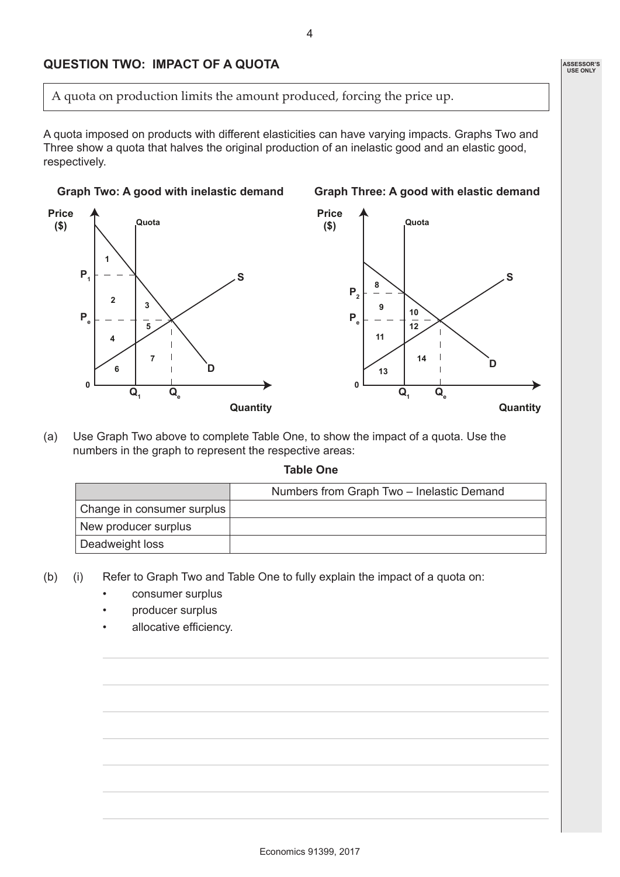## QUESTION TWO: IMPACT OF A QUOTA

A quota on production limits the amount produced, forcing the price up.

A quota imposed on products with different elasticities can have varying impacts. Graphs Two and Three show a quota that halves the original production of an inelastic good and an elastic good, respectively.

**Graph Two: A good with inelastic demand**

Price ($)

Quota

1

$P_1$

2

3

S

$P_e$

5

4

7

6

D

0

$Q_1$

$Q_e$

Quantity

**Graph Three: A good with elastic demand**

Price ($)

Quota

8

S

$P_2$

9

10

$P_e$

12

11

14

D

13

0

$Q_1$

$Q_e$

Quantity

(a) Use Graph Two above to complete Table One, to show the impact of a quota. Use the numbers in the graph to represent the respective areas:

**Table One**

| | Numbers from Graph Two – Inelastic Demand |
|---|---|
| Change in consumer surplus | |
| New producer surplus | |
| Deadweight loss | |

(b) (i) Refer to Graph Two and Table One to fully explain the impact of a quota on:

- consumer surplus
- producer surplus
- allocative efficiency.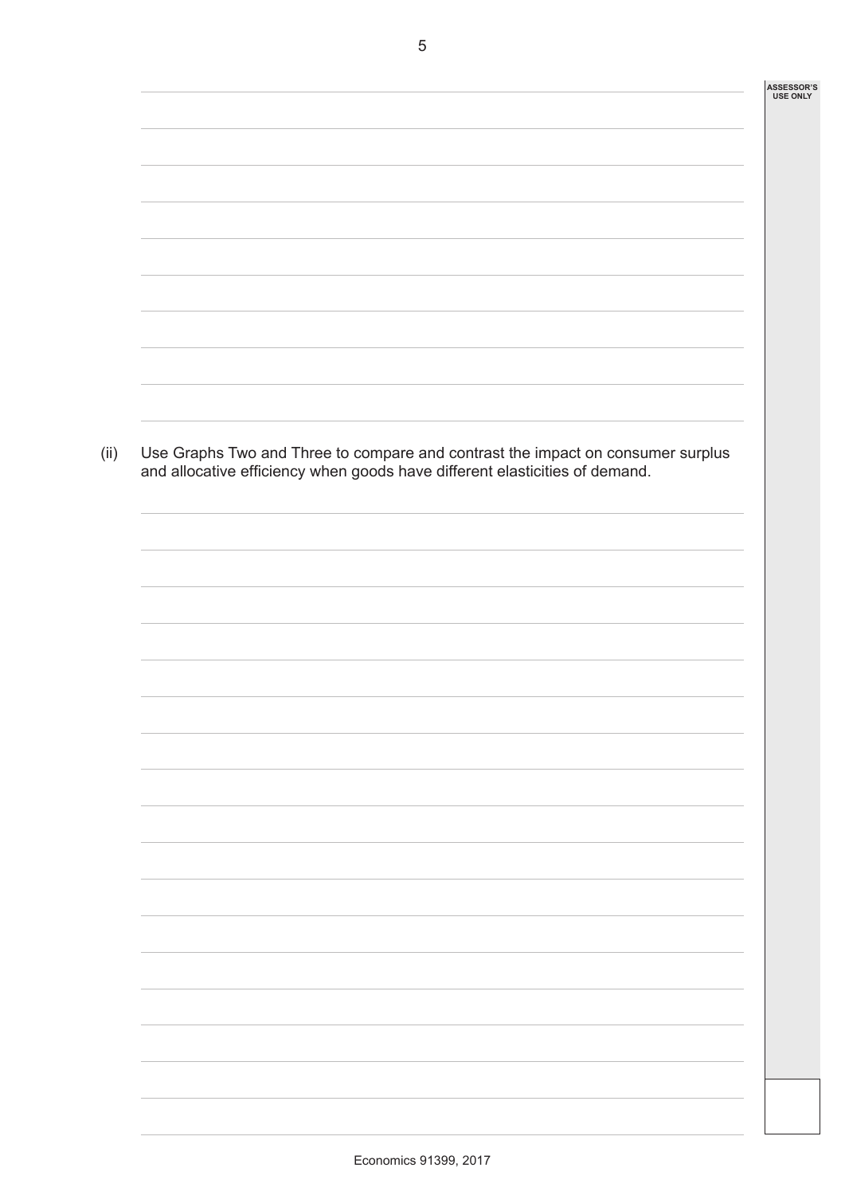(ii) Use Graphs Two and Three to compare and contrast the impact on consumer surplus and allocative efficiency when goods have different elasticities of demand.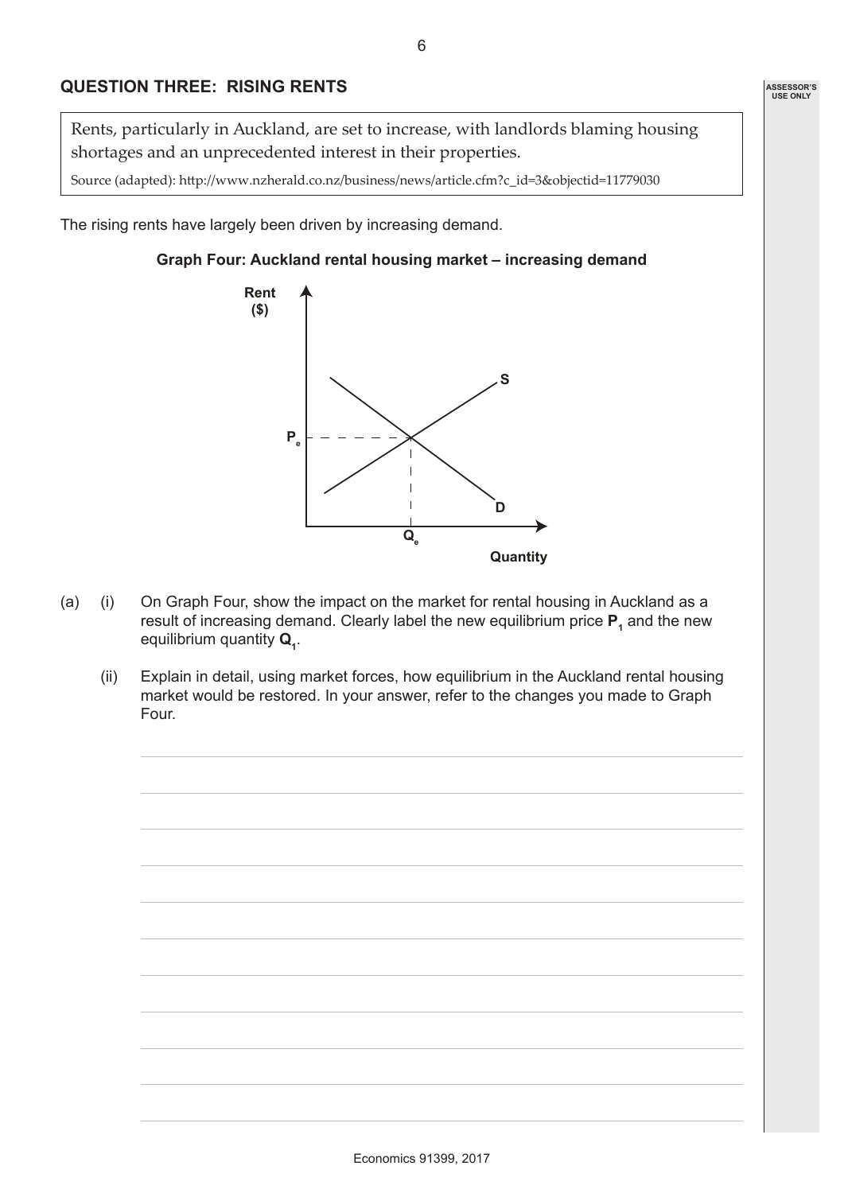## QUESTION THREE: RISING RENTS

Rents, particularly in Auckland, are set to increase, with landlords blaming housing shortages and an unprecedented interest in their properties.

Source (adapted): http://www.nzherald.co.nz/business/news/article.cfm?c_id=3&objectid=11779030

The rising rents have largely been driven by increasing demand.

**Graph Four: Auckland rental housing market – increasing demand**

Rent ($)

S

$P_e$

D

$Q_e$

Quantity

(a) (i) On Graph Four, show the impact on the market for rental housing in Auckland as a result of increasing demand. Clearly label the new equilibrium price $\mathbf{P_1}$ and the new equilibrium quantity $\mathbf{Q_1}$.

(ii) Explain in detail, using market forces, how equilibrium in the Auckland rental housing market would be restored. In your answer, refer to the changes you made to Graph Four.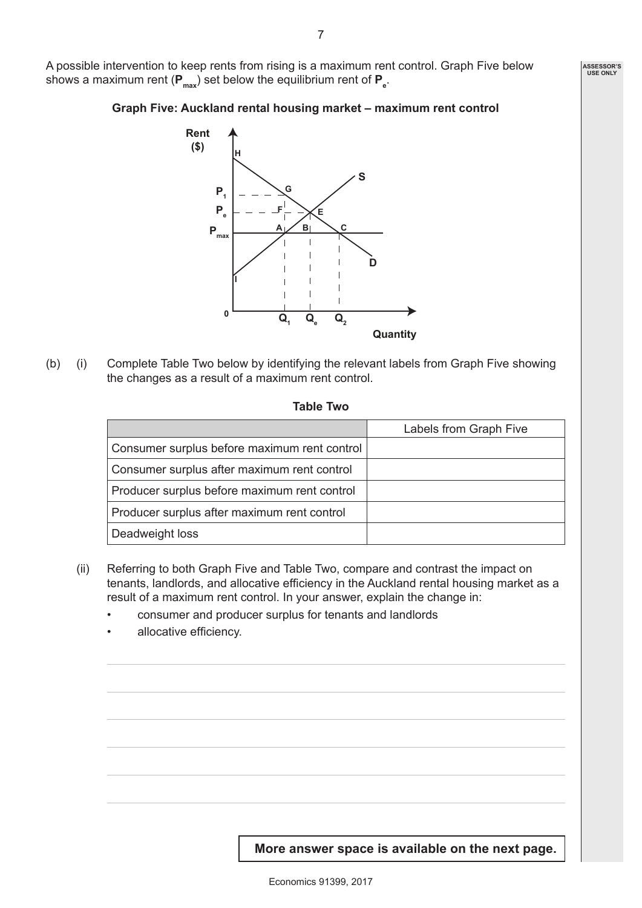A possible intervention to keep rents from rising is a maximum rent control. Graph Five below shows a maximum rent ($P_{max}$) set below the equilibrium rent of $P_e$.

**Graph Five: Auckland rental housing market – maximum rent control**

Rent ($)

H

S

$P_1$

G

$P_e$

F

E

$P_{max}$

A

B

C

D

I

0

$Q_1$

$Q_e$

$Q_2$

Quantity

(b) (i) Complete Table Two below by identifying the relevant labels from Graph Five showing the changes as a result of a maximum rent control.

**Table Two**

| | Labels from Graph Five |
|---|---|
| Consumer surplus before maximum rent control | |
| Consumer surplus after maximum rent control | |
| Producer surplus before maximum rent control | |
| Producer surplus after maximum rent control | |
| Deadweight loss | |

(ii) Referring to both Graph Five and Table Two, compare and contrast the impact on tenants, landlords, and allocative efficiency in the Auckland rental housing market as a result of a maximum rent control. In your answer, explain the change in:

- consumer and producer surplus for tenants and landlords
- allocative efficiency.

**More answer space is available on the next page.**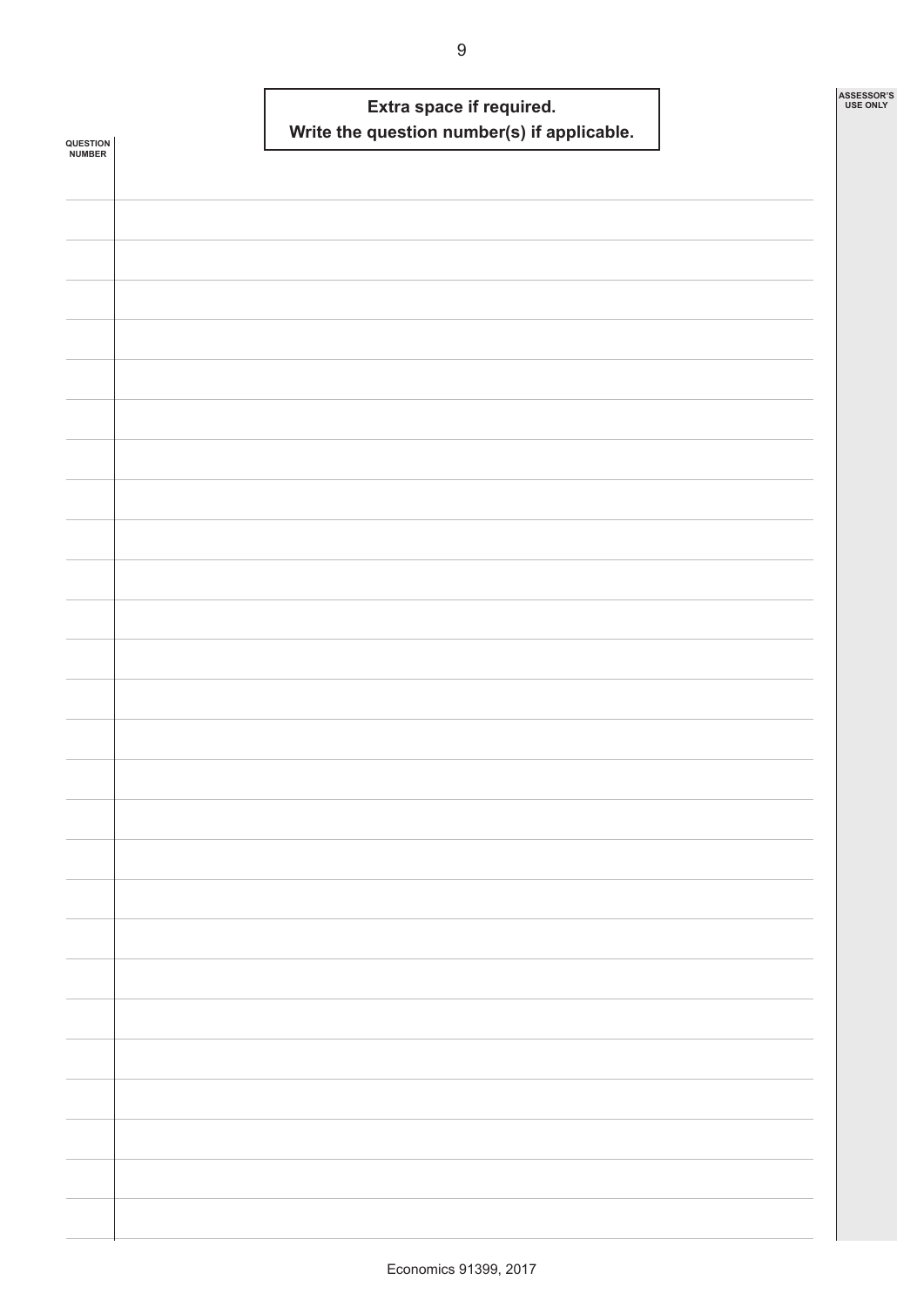**Extra space if required.**
**Write the question number(s) if applicable.**

QUESTION NUMBER

ASSESSOR'S USE ONLY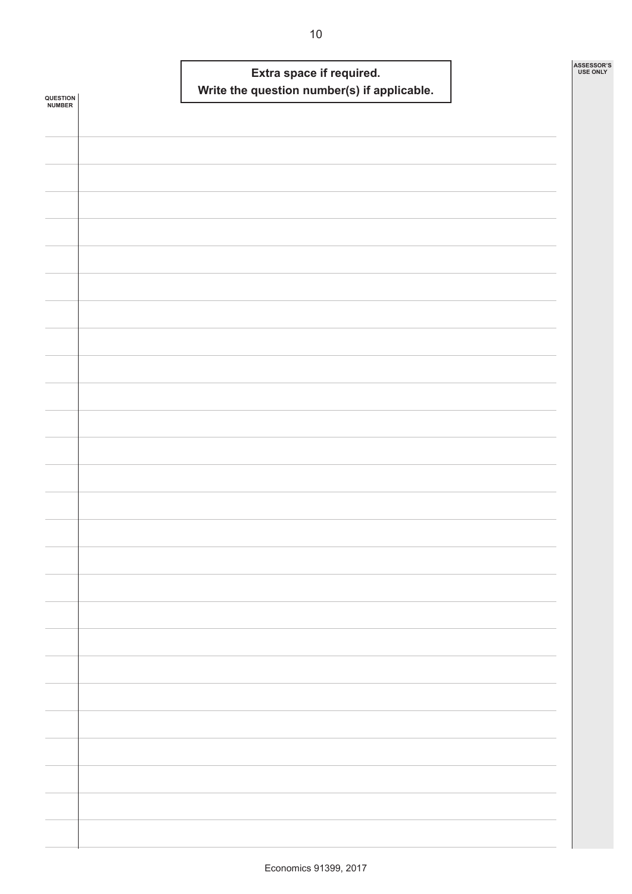**Extra space if required.**
**Write the question number(s) if applicable.**

QUESTION NUMBER

ASSESSOR'S USE ONLY